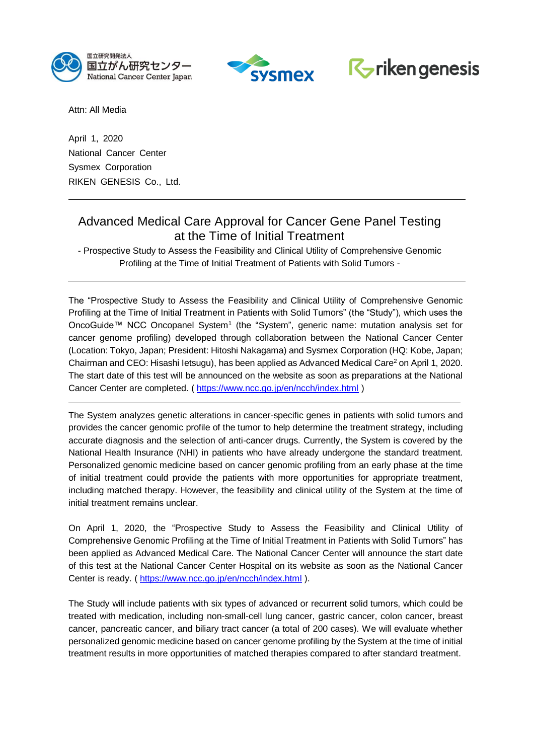国立研究開発法人
国立がん研究センター
National Cancer Center Japan

sysmex

riken genesis

Attn: All Media

April 1, 2020
National Cancer Center
Sysmex Corporation
RIKEN GENESIS Co., Ltd.

---

# Advanced Medical Care Approval for Cancer Gene Panel Testing at the Time of Initial Treatment

- Prospective Study to Assess the Feasibility and Clinical Utility of Comprehensive Genomic Profiling at the Time of Initial Treatment of Patients with Solid Tumors -

---

The "Prospective Study to Assess the Feasibility and Clinical Utility of Comprehensive Genomic Profiling at the Time of Initial Treatment in Patients with Solid Tumors" (the "Study"), which uses the OncoGuide™ NCC Oncopanel System[1] (the "System", generic name: mutation analysis set for cancer genome profiling) developed through collaboration between the National Cancer Center (Location: Tokyo, Japan; President: Hitoshi Nakagama) and Sysmex Corporation (HQ: Kobe, Japan; Chairman and CEO: Hisashi Ietsugu), has been applied as Advanced Medical Care[2] on April 1, 2020. The start date of this test will be announced on the website as soon as preparations at the National Cancer Center are completed. ( https://www.ncc.go.jp/en/ncch/index.html )

---

The System analyzes genetic alterations in cancer-specific genes in patients with solid tumors and provides the cancer genomic profile of the tumor to help determine the treatment strategy, including accurate diagnosis and the selection of anti-cancer drugs. Currently, the System is covered by the National Health Insurance (NHI) in patients who have already undergone the standard treatment. Personalized genomic medicine based on cancer genomic profiling from an early phase at the time of initial treatment could provide the patients with more opportunities for appropriate treatment, including matched therapy. However, the feasibility and clinical utility of the System at the time of initial treatment remains unclear.

On April 1, 2020, the "Prospective Study to Assess the Feasibility and Clinical Utility of Comprehensive Genomic Profiling at the Time of Initial Treatment in Patients with Solid Tumors" has been applied as Advanced Medical Care. The National Cancer Center will announce the start date of this test at the National Cancer Center Hospital on its website as soon as the National Cancer Center is ready. ( https://www.ncc.go.jp/en/ncch/index.html ).

The Study will include patients with six types of advanced or recurrent solid tumors, which could be treated with medication, including non-small-cell lung cancer, gastric cancer, colon cancer, breast cancer, pancreatic cancer, and biliary tract cancer (a total of 200 cases). We will evaluate whether personalized genomic medicine based on cancer genome profiling by the System at the time of initial treatment results in more opportunities of matched therapies compared to after standard treatment.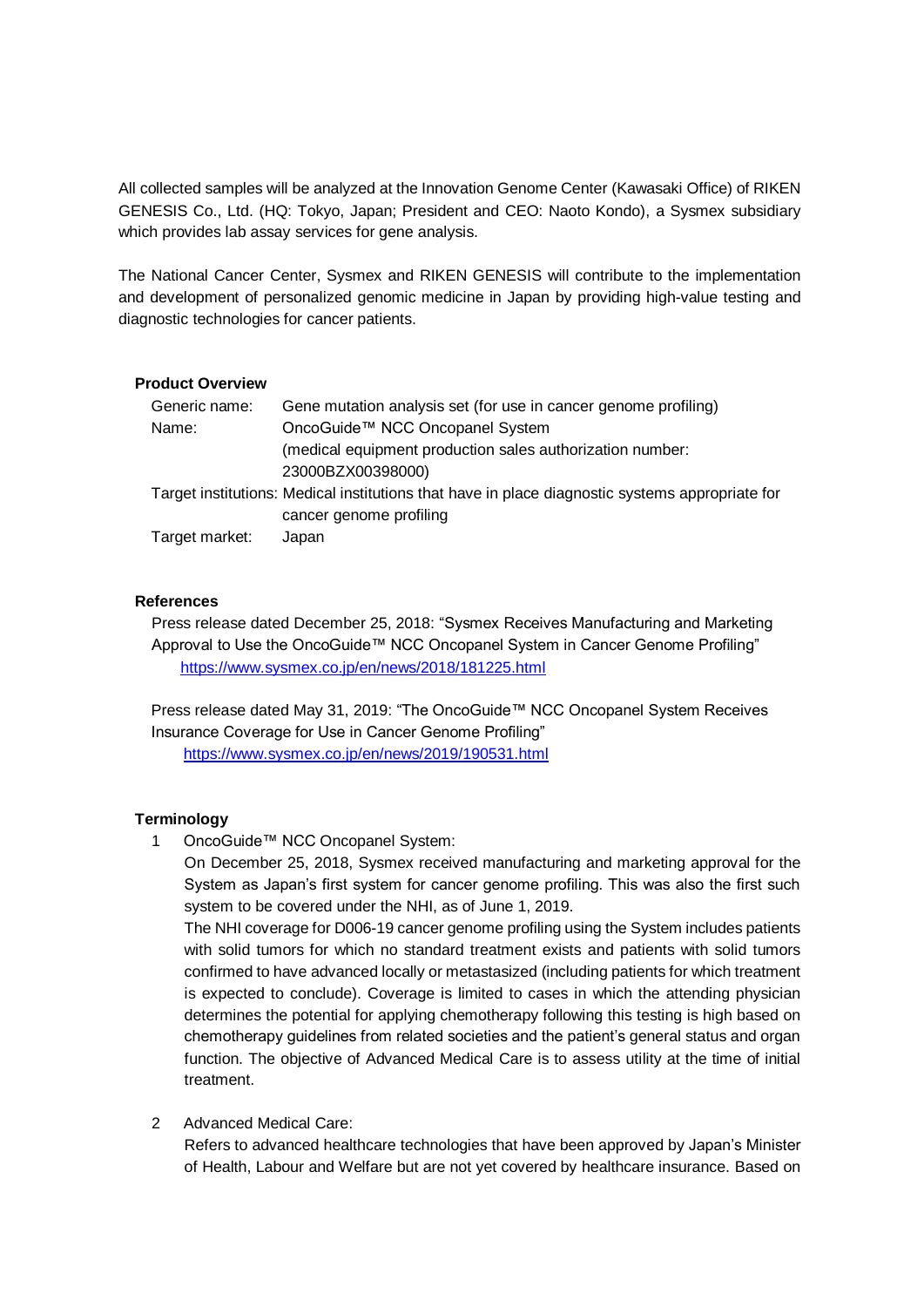All collected samples will be analyzed at the Innovation Genome Center (Kawasaki Office) of RIKEN GENESIS Co., Ltd. (HQ: Tokyo, Japan; President and CEO: Naoto Kondo), a Sysmex subsidiary which provides lab assay services for gene analysis.

The National Cancer Center, Sysmex and RIKEN GENESIS will contribute to the implementation and development of personalized genomic medicine in Japan by providing high-value testing and diagnostic technologies for cancer patients.

**Product Overview**

| | |
|---|---|
| Generic name: | Gene mutation analysis set (for use in cancer genome profiling) |
| Name: | OncoGuide™ NCC Oncopanel System (medical equipment production sales authorization number: 23000BZX00398000) |
| Target institutions: | Medical institutions that have in place diagnostic systems appropriate for cancer genome profiling |
| Target market: | Japan |

**References**

Press release dated December 25, 2018: "Sysmex Receives Manufacturing and Marketing Approval to Use the OncoGuide™ NCC Oncopanel System in Cancer Genome Profiling"
https://www.sysmex.co.jp/en/news/2018/181225.html

Press release dated May 31, 2019: "The OncoGuide™ NCC Oncopanel System Receives Insurance Coverage for Use in Cancer Genome Profiling"
https://www.sysmex.co.jp/en/news/2019/190531.html

**Terminology**

1. OncoGuide™ NCC Oncopanel System:
   On December 25, 2018, Sysmex received manufacturing and marketing approval for the System as Japan's first system for cancer genome profiling. This was also the first such system to be covered under the NHI, as of June 1, 2019.
   The NHI coverage for D006-19 cancer genome profiling using the System includes patients with solid tumors for which no standard treatment exists and patients with solid tumors confirmed to have advanced locally or metastasized (including patients for which treatment is expected to conclude). Coverage is limited to cases in which the attending physician determines the potential for applying chemotherapy following this testing is high based on chemotherapy guidelines from related societies and the patient's general status and organ function. The objective of Advanced Medical Care is to assess utility at the time of initial treatment.

2. Advanced Medical Care:
   Refers to advanced healthcare technologies that have been approved by Japan's Minister of Health, Labour and Welfare but are not yet covered by healthcare insurance. Based on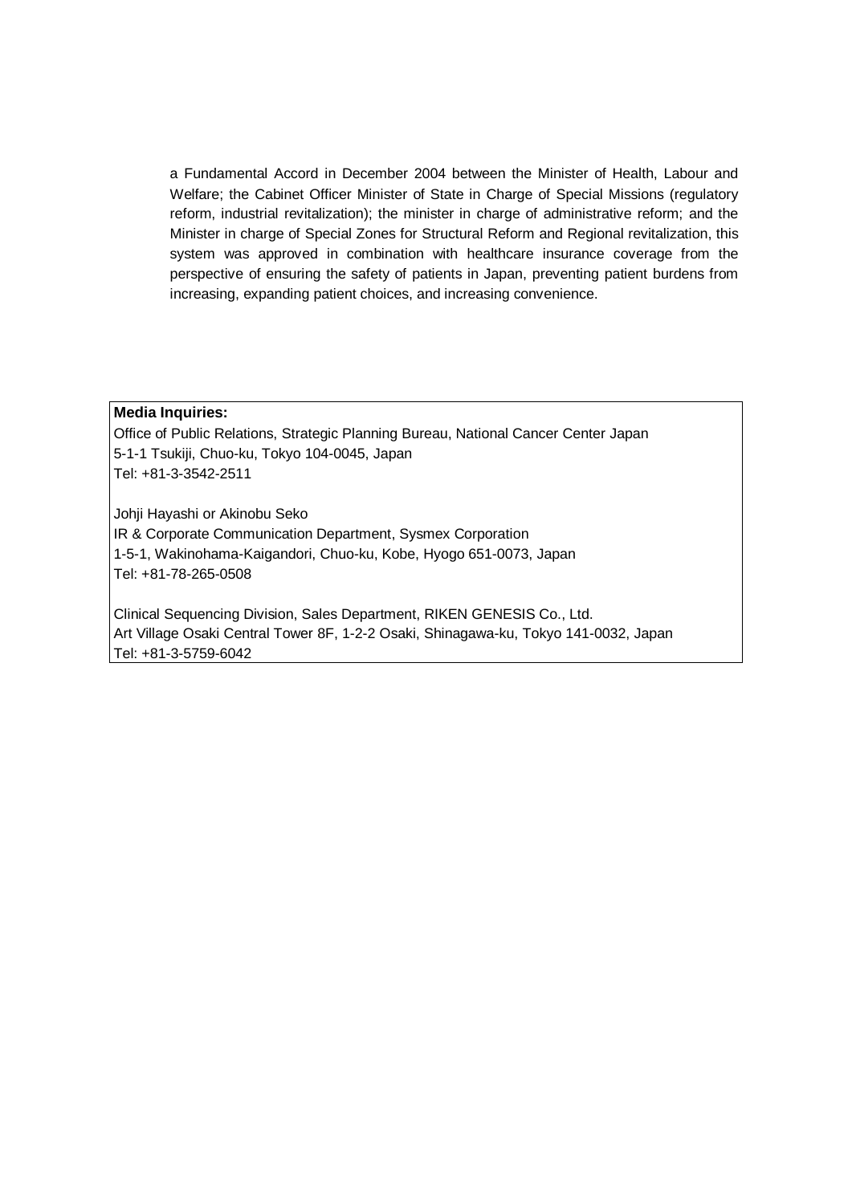a Fundamental Accord in December 2004 between the Minister of Health, Labour and Welfare; the Cabinet Officer Minister of State in Charge of Special Missions (regulatory reform, industrial revitalization); the minister in charge of administrative reform; and the Minister in charge of Special Zones for Structural Reform and Regional revitalization, this system was approved in combination with healthcare insurance coverage from the perspective of ensuring the safety of patients in Japan, preventing patient burdens from increasing, expanding patient choices, and increasing convenience.

**Media Inquiries:**

Office of Public Relations, Strategic Planning Bureau, National Cancer Center Japan
5-1-1 Tsukiji, Chuo-ku, Tokyo 104-0045, Japan
Tel: +81-3-3542-2511

Johji Hayashi or Akinobu Seko
IR & Corporate Communication Department, Sysmex Corporation
1-5-1, Wakinohama-Kaigandori, Chuo-ku, Kobe, Hyogo 651-0073, Japan
Tel: +81-78-265-0508

Clinical Sequencing Division, Sales Department, RIKEN GENESIS Co., Ltd.
Art Village Osaki Central Tower 8F, 1-2-2 Osaki, Shinagawa-ku, Tokyo 141-0032, Japan
Tel: +81-3-5759-6042